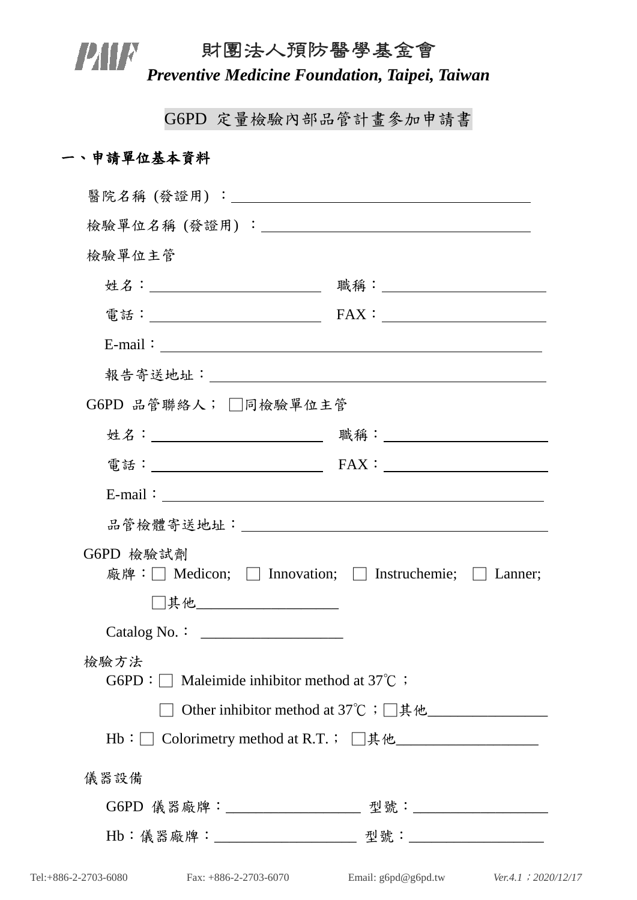PMF 財團法人預防醫學基金會

***Preventive Medicine Foundation, Taipei, Taiwan***

## G6PD 定量檢驗內部品管計畫參加申請書

### 一、申請單位基本資料

醫院名稱 (發證用) ：\_\_\_\_\_\_\_\_\_\_\_\_\_\_\_\_\_\_\_\_\_\_\_\_\_\_\_\_\_\_\_\_\_\_\_\_\_\_\_\_

檢驗單位名稱 (發證用) ：\_\_\_\_\_\_\_\_\_\_\_\_\_\_\_\_\_\_\_\_\_\_\_\_\_\_\_\_\_\_\_\_\_\_\_\_

檢驗單位主管

姓名：\_\_\_\_\_\_\_\_\_\_\_\_\_\_\_\_\_\_\_\_\_\_\_ 職稱：\_\_\_\_\_\_\_\_\_\_\_\_\_\_\_\_\_\_\_\_\_\_

電話：\_\_\_\_\_\_\_\_\_\_\_\_\_\_\_\_\_\_\_\_\_\_\_ FAX：\_\_\_\_\_\_\_\_\_\_\_\_\_\_\_\_\_\_\_\_\_\_

E-mail：\_\_\_\_\_\_\_\_\_\_\_\_\_\_\_\_\_\_\_\_\_\_\_\_\_\_\_\_\_\_\_\_\_\_\_\_\_\_\_\_\_\_\_\_\_\_\_\_\_\_\_

報告寄送地址：\_\_\_\_\_\_\_\_\_\_\_\_\_\_\_\_\_\_\_\_\_\_\_\_\_\_\_\_\_\_\_\_\_\_\_\_\_\_\_\_\_\_\_\_

G6PD 品管聯絡人； □同檢驗單位主管

姓名：\_\_\_\_\_\_\_\_\_\_\_\_\_\_\_\_\_\_\_\_\_\_\_ 職稱：\_\_\_\_\_\_\_\_\_\_\_\_\_\_\_\_\_\_\_\_\_\_

電話：\_\_\_\_\_\_\_\_\_\_\_\_\_\_\_\_\_\_\_\_\_\_\_ FAX：\_\_\_\_\_\_\_\_\_\_\_\_\_\_\_\_\_\_\_\_\_\_

E-mail：\_\_\_\_\_\_\_\_\_\_\_\_\_\_\_\_\_\_\_\_\_\_\_\_\_\_\_\_\_\_\_\_\_\_\_\_\_\_\_\_\_\_\_\_\_\_\_\_\_\_\_

品管檢體寄送地址：\_\_\_\_\_\_\_\_\_\_\_\_\_\_\_\_\_\_\_\_\_\_\_\_\_\_\_\_\_\_\_\_\_\_\_\_\_\_\_\_

G6PD 檢驗試劑

廠牌：□ Medicon; □ Innovation; □ Instruchemie; □ Lanner;

□其他\_\_\_\_\_\_\_\_\_\_\_\_\_\_\_\_\_\_\_

Catalog No.： \_\_\_\_\_\_\_\_\_\_\_\_\_\_\_\_\_\_\_

檢驗方法

G6PD：□ Maleimide inhibitor method at 37℃；

□ Other inhibitor method at 37℃；□其他\_\_\_\_\_\_\_\_\_\_\_\_\_\_\_\_

Hb：□ Colorimetry method at R.T.； □其他\_\_\_\_\_\_\_\_\_\_\_\_\_\_\_\_\_\_\_

儀器設備

G6PD 儀器廠牌：\_\_\_\_\_\_\_\_\_\_\_\_\_\_\_\_\_\_ 型號：\_\_\_\_\_\_\_\_\_\_\_\_\_\_\_\_\_\_

Hb：儀器廠牌：\_\_\_\_\_\_\_\_\_\_\_\_\_\_\_\_\_\_\_ 型號：\_\_\_\_\_\_\_\_\_\_\_\_\_\_\_\_\_\_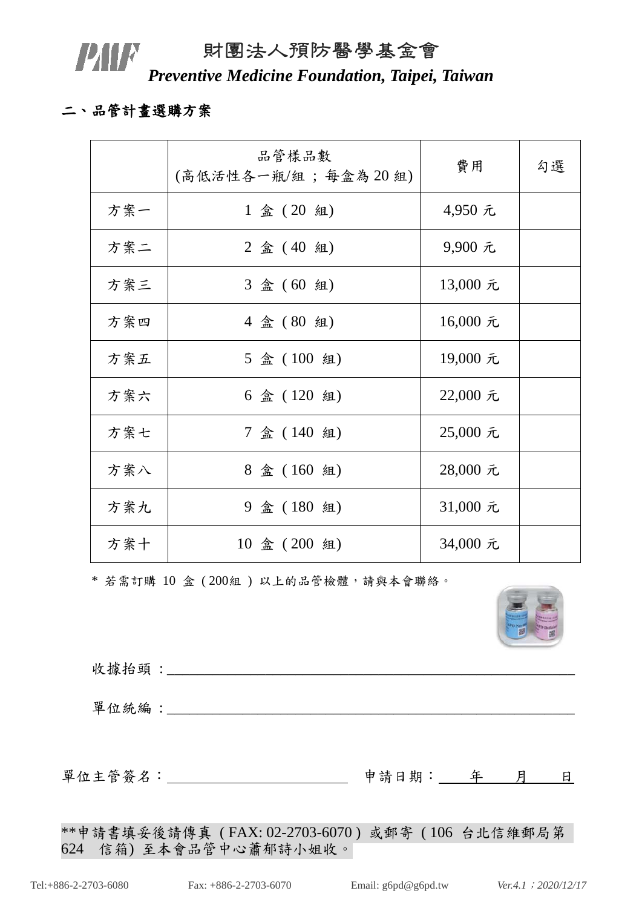## 二、品管計畫選購方案

| | 品管樣品數<br>(高低活性各一瓶/組；每盒為 20 組) | 費用 | 勾選 |
|---|---|---|---|
| 方案一 | 1 盒 ( 20 組) | 4,950 元 | |
| 方案二 | 2 盒 ( 40 組) | 9,900 元 | |
| 方案三 | 3 盒 ( 60 組) | 13,000 元 | |
| 方案四 | 4 盒 ( 80 組) | 16,000 元 | |
| 方案五 | 5 盒 ( 100 組) | 19,000 元 | |
| 方案六 | 6 盒 ( 120 組) | 22,000 元 | |
| 方案七 | 7 盒 ( 140 組) | 25,000 元 | |
| 方案八 | 8 盒 ( 160 組) | 28,000 元 | |
| 方案九 | 9 盒 ( 180 組) | 31,000 元 | |
| 方案十 | 10 盒 ( 200 組) | 34,000 元 | |

* 若需訂購 10 盒 ( 200組 ) 以上的品管檢體，請與本會聯絡。

收據抬頭：_______________________________________________

單位統編：_______________________________________________

單位主管簽名：_______________________ 申請日期：____年____月____日

**申請書填妥後請傳真 ( FAX: 02-2703-6070 ) 或郵寄 ( 106 台北信維郵局第 624 信箱) 至本會品管中心蕭郁詩小姐收。